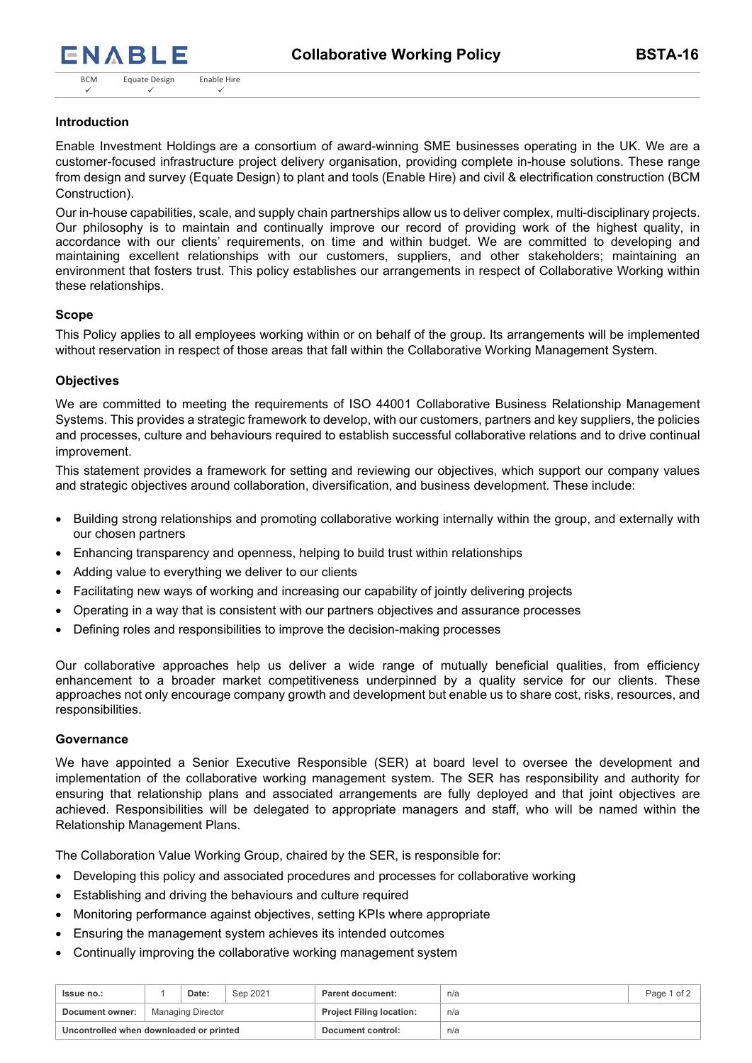# Collaborative Working Policy

BSTA-16

## Introduction

Enable Investment Holdings are a consortium of award-winning SME businesses operating in the UK. We are a customer-focused infrastructure project delivery organisation, providing complete in-house solutions. These range from design and survey (Equate Design) to plant and tools (Enable Hire) and civil & electrification construction (BCM Construction).

Our in-house capabilities, scale, and supply chain partnerships allow us to deliver complex, multi-disciplinary projects. Our philosophy is to maintain and continually improve our record of providing work of the highest quality, in accordance with our clients' requirements, on time and within budget. We are committed to developing and maintaining excellent relationships with our customers, suppliers, and other stakeholders; maintaining an environment that fosters trust. This policy establishes our arrangements in respect of Collaborative Working within these relationships.

## Scope

This Policy applies to all employees working within or on behalf of the group. Its arrangements will be implemented without reservation in respect of those areas that fall within the Collaborative Working Management System.

## Objectives

We are committed to meeting the requirements of ISO 44001 Collaborative Business Relationship Management Systems. This provides a strategic framework to develop, with our customers, partners and key suppliers, the policies and processes, culture and behaviours required to establish successful collaborative relations and to drive continual improvement.

This statement provides a framework for setting and reviewing our objectives, which support our company values and strategic objectives around collaboration, diversification, and business development. These include:

- Building strong relationships and promoting collaborative working internally within the group, and externally with our chosen partners
- Enhancing transparency and openness, helping to build trust within relationships
- Adding value to everything we deliver to our clients
- Facilitating new ways of working and increasing our capability of jointly delivering projects
- Operating in a way that is consistent with our partners objectives and assurance processes
- Defining roles and responsibilities to improve the decision-making processes

Our collaborative approaches help us deliver a wide range of mutually beneficial qualities, from efficiency enhancement to a broader market competitiveness underpinned by a quality service for our clients. These approaches not only encourage company growth and development but enable us to share cost, risks, resources, and responsibilities.

## Governance

We have appointed a Senior Executive Responsible (SER) at board level to oversee the development and implementation of the collaborative working management system. The SER has responsibility and authority for ensuring that relationship plans and associated arrangements are fully deployed and that joint objectives are achieved. Responsibilities will be delegated to appropriate managers and staff, who will be named within the Relationship Management Plans.

The Collaboration Value Working Group, chaired by the SER, is responsible for:

- Developing this policy and associated procedures and processes for collaborative working
- Establishing and driving the behaviours and culture required
- Monitoring performance against objectives, setting KPIs where appropriate
- Ensuring the management system achieves its intended outcomes
- Continually improving the collaborative working management system

| Issue no.: | 1 | Date: | Sep 2021 | Parent document: | n/a |
|---|---|---|---|---|---|
| Document owner: | Managing Director | | | Project Filing location: | n/a |
| Uncontrolled when downloaded or printed | | | | Document control: | n/a |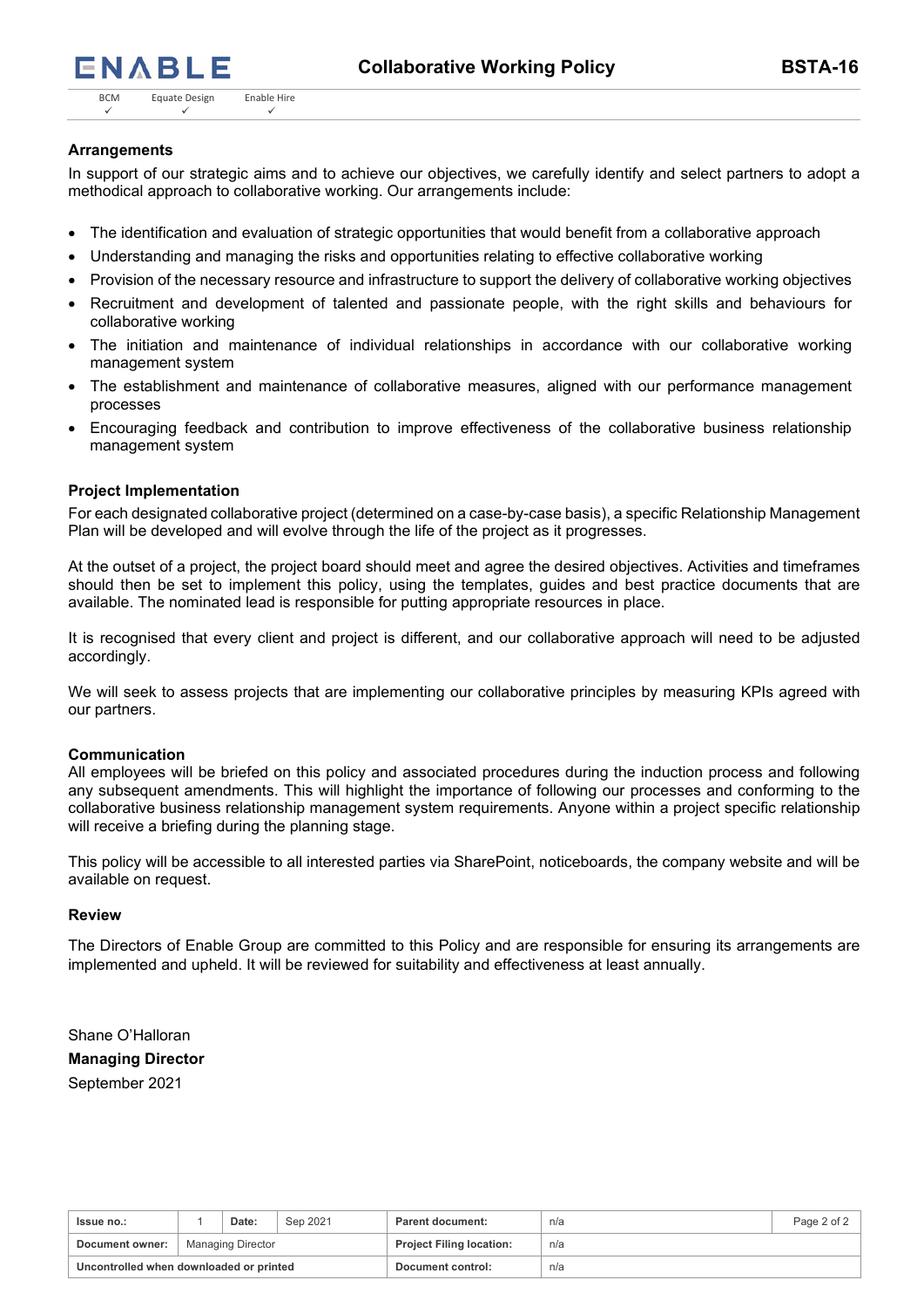## Arrangements

In support of our strategic aims and to achieve our objectives, we carefully identify and select partners to adopt a methodical approach to collaborative working. Our arrangements include:

- The identification and evaluation of strategic opportunities that would benefit from a collaborative approach
- Understanding and managing the risks and opportunities relating to effective collaborative working
- Provision of the necessary resource and infrastructure to support the delivery of collaborative working objectives
- Recruitment and development of talented and passionate people, with the right skills and behaviours for collaborative working
- The initiation and maintenance of individual relationships in accordance with our collaborative working management system
- The establishment and maintenance of collaborative measures, aligned with our performance management processes
- Encouraging feedback and contribution to improve effectiveness of the collaborative business relationship management system

## Project Implementation

For each designated collaborative project (determined on a case-by-case basis), a specific Relationship Management Plan will be developed and will evolve through the life of the project as it progresses.

At the outset of a project, the project board should meet and agree the desired objectives. Activities and timeframes should then be set to implement this policy, using the templates, guides and best practice documents that are available. The nominated lead is responsible for putting appropriate resources in place.

It is recognised that every client and project is different, and our collaborative approach will need to be adjusted accordingly.

We will seek to assess projects that are implementing our collaborative principles by measuring KPIs agreed with our partners.

## Communication

All employees will be briefed on this policy and associated procedures during the induction process and following any subsequent amendments. This will highlight the importance of following our processes and conforming to the collaborative business relationship management system requirements. Anyone within a project specific relationship will receive a briefing during the planning stage.

This policy will be accessible to all interested parties via SharePoint, noticeboards, the company website and will be available on request.

## Review

The Directors of Enable Group are committed to this Policy and are responsible for ensuring its arrangements are implemented and upheld. It will be reviewed for suitability and effectiveness at least annually.

Shane O'Halloran
**Managing Director**
September 2021

| | | | | | | |
|---|---|---|---|---|---|---|
| **Issue no.:** | 1 | **Date:** | Sep 2021 | **Parent document:** | n/a | |
| **Document owner:** | Managing Director | | | **Project Filing location:** | n/a | |
| **Uncontrolled when downloaded or printed** | | | | **Document control:** | n/a | |